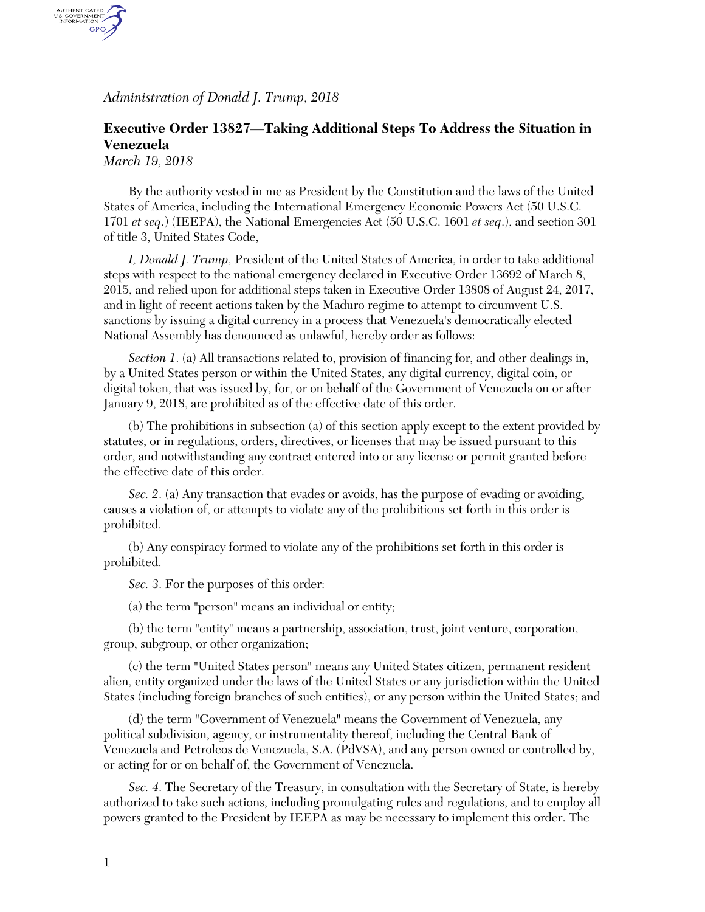*Administration of Donald J. Trump, 2018*

## Executive Order 13827—Taking Additional Steps To Address the Situation in Venezuela

*March 19, 2018*

By the authority vested in me as President by the Constitution and the laws of the United States of America, including the International Emergency Economic Powers Act (50 U.S.C. 1701 *et seq.*) (IEEPA), the National Emergencies Act (50 U.S.C. 1601 *et seq.*), and section 301 of title 3, United States Code,

*I, Donald J. Trump,* President of the United States of America, in order to take additional steps with respect to the national emergency declared in Executive Order 13692 of March 8, 2015, and relied upon for additional steps taken in Executive Order 13808 of August 24, 2017, and in light of recent actions taken by the Maduro regime to attempt to circumvent U.S. sanctions by issuing a digital currency in a process that Venezuela's democratically elected National Assembly has denounced as unlawful, hereby order as follows:

*Section 1.* (a) All transactions related to, provision of financing for, and other dealings in, by a United States person or within the United States, any digital currency, digital coin, or digital token, that was issued by, for, or on behalf of the Government of Venezuela on or after January 9, 2018, are prohibited as of the effective date of this order.

(b) The prohibitions in subsection (a) of this section apply except to the extent provided by statutes, or in regulations, orders, directives, or licenses that may be issued pursuant to this order, and notwithstanding any contract entered into or any license or permit granted before the effective date of this order.

*Sec. 2.* (a) Any transaction that evades or avoids, has the purpose of evading or avoiding, causes a violation of, or attempts to violate any of the prohibitions set forth in this order is prohibited.

(b) Any conspiracy formed to violate any of the prohibitions set forth in this order is prohibited.

*Sec. 3.* For the purposes of this order:

(a) the term "person" means an individual or entity;

(b) the term "entity" means a partnership, association, trust, joint venture, corporation, group, subgroup, or other organization;

(c) the term "United States person" means any United States citizen, permanent resident alien, entity organized under the laws of the United States or any jurisdiction within the United States (including foreign branches of such entities), or any person within the United States; and

(d) the term "Government of Venezuela" means the Government of Venezuela, any political subdivision, agency, or instrumentality thereof, including the Central Bank of Venezuela and Petroleos de Venezuela, S.A. (PdVSA), and any person owned or controlled by, or acting for or on behalf of, the Government of Venezuela.

*Sec. 4.* The Secretary of the Treasury, in consultation with the Secretary of State, is hereby authorized to take such actions, including promulgating rules and regulations, and to employ all powers granted to the President by IEEPA as may be necessary to implement this order. The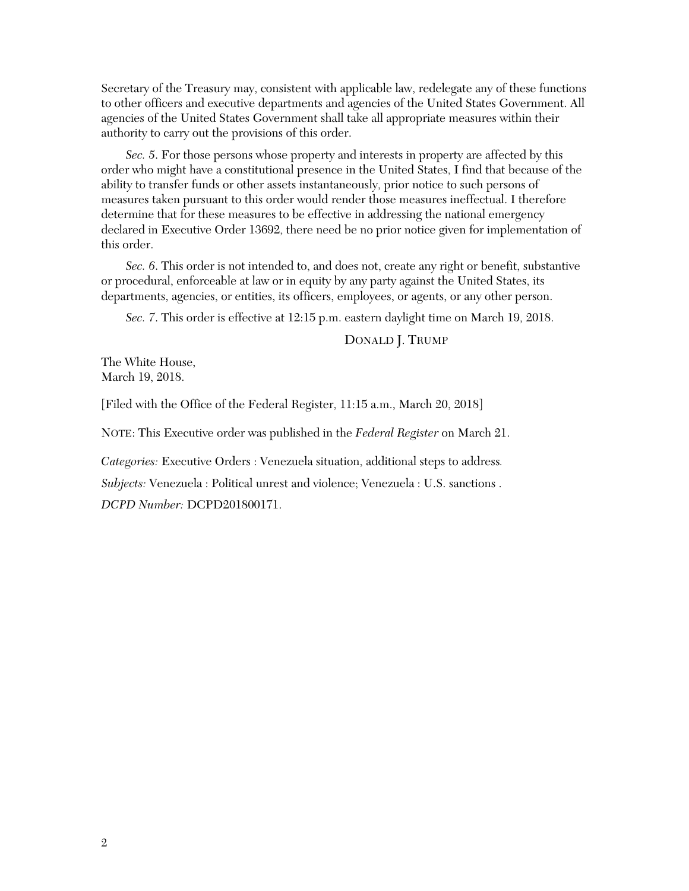Secretary of the Treasury may, consistent with applicable law, redelegate any of these functions to other officers and executive departments and agencies of the United States Government. All agencies of the United States Government shall take all appropriate measures within their authority to carry out the provisions of this order.

*Sec. 5*. For those persons whose property and interests in property are affected by this order who might have a constitutional presence in the United States, I find that because of the ability to transfer funds or other assets instantaneously, prior notice to such persons of measures taken pursuant to this order would render those measures ineffectual. I therefore determine that for these measures to be effective in addressing the national emergency declared in Executive Order 13692, there need be no prior notice given for implementation of this order.

*Sec. 6*. This order is not intended to, and does not, create any right or benefit, substantive or procedural, enforceable at law or in equity by any party against the United States, its departments, agencies, or entities, its officers, employees, or agents, or any other person.

*Sec. 7*. This order is effective at 12:15 p.m. eastern daylight time on March 19, 2018.

DONALD J. TRUMP

The White House,
March 19, 2018.

[Filed with the Office of the Federal Register, 11:15 a.m., March 20, 2018]

NOTE: This Executive order was published in the *Federal Register* on March 21.

*Categories:* Executive Orders : Venezuela situation, additional steps to address.

*Subjects:* Venezuela : Political unrest and violence; Venezuela : U.S. sanctions .

*DCPD Number:* DCPD201800171.